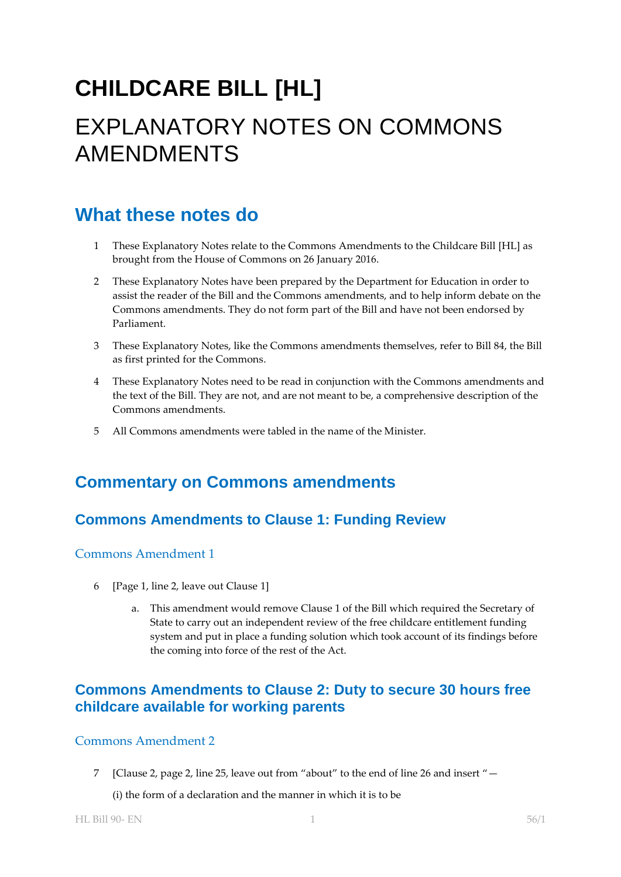# CHILDCARE BILL [HL]

# EXPLANATORY NOTES ON COMMONS AMENDMENTS

## What these notes do

1 These Explanatory Notes relate to the Commons Amendments to the Childcare Bill [HL] as brought from the House of Commons on 26 January 2016.

2 These Explanatory Notes have been prepared by the Department for Education in order to assist the reader of the Bill and the Commons amendments, and to help inform debate on the Commons amendments. They do not form part of the Bill and have not been endorsed by Parliament.

3 These Explanatory Notes, like the Commons amendments themselves, refer to Bill 84, the Bill as first printed for the Commons.

4 These Explanatory Notes need to be read in conjunction with the Commons amendments and the text of the Bill. They are not, and are not meant to be, a comprehensive description of the Commons amendments.

5 All Commons amendments were tabled in the name of the Minister.

## Commentary on Commons amendments

### Commons Amendments to Clause 1: Funding Review

#### Commons Amendment 1

6 [Page 1, line 2, leave out Clause 1]

a. This amendment would remove Clause 1 of the Bill which required the Secretary of State to carry out an independent review of the free childcare entitlement funding system and put in place a funding solution which took account of its findings before the coming into force of the rest of the Act.

### Commons Amendments to Clause 2: Duty to secure 30 hours free childcare available for working parents

#### Commons Amendment 2

7 [Clause 2, page 2, line 25, leave out from "about" to the end of line 26 and insert "—

(i) the form of a declaration and the manner in which it is to be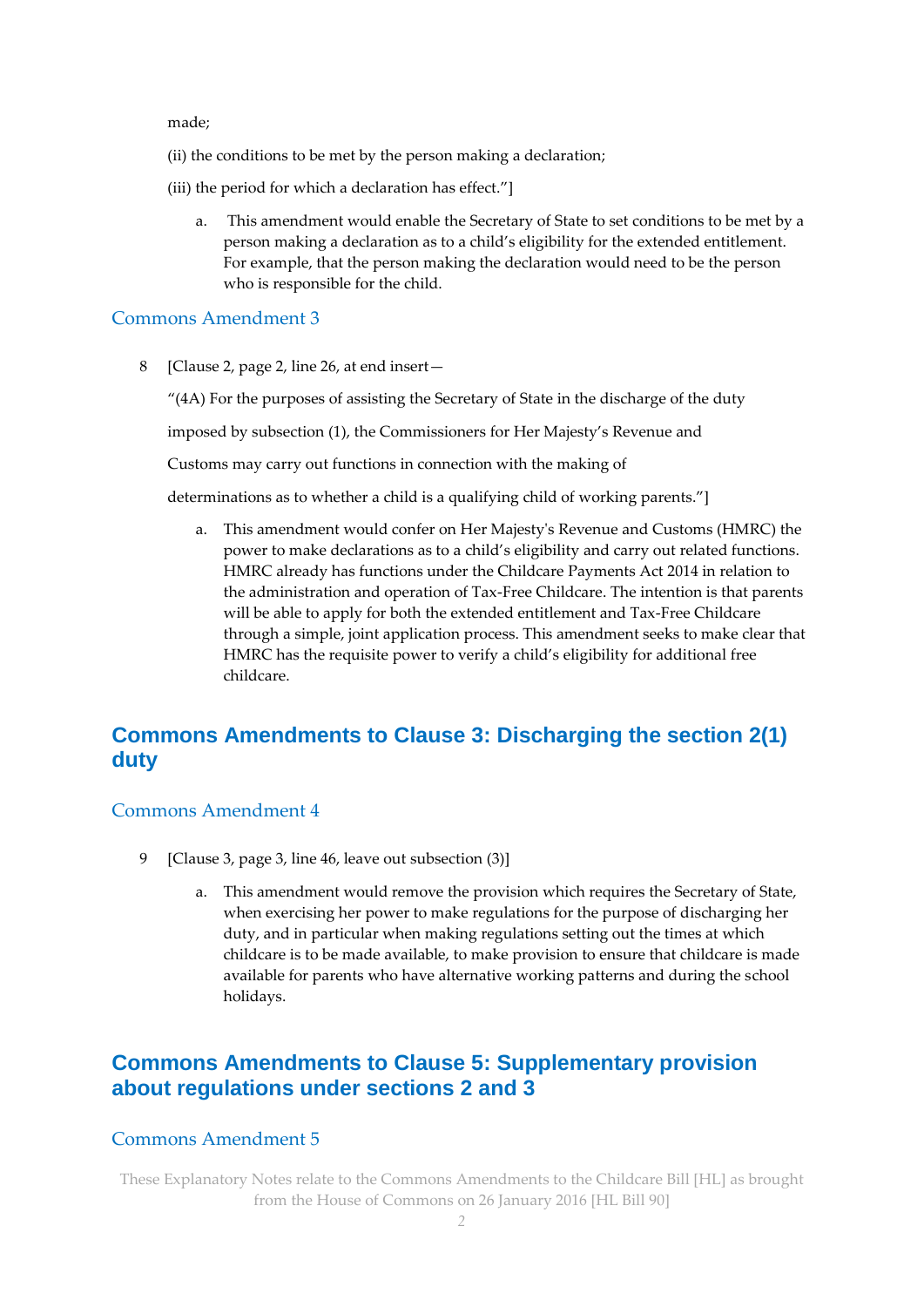made;

(ii) the conditions to be met by the person making a declaration;

(iii) the period for which a declaration has effect.”]

a. This amendment would enable the Secretary of State to set conditions to be met by a person making a declaration as to a child’s eligibility for the extended entitlement. For example, that the person making the declaration would need to be the person who is responsible for the child.

### Commons Amendment 3

8 [Clause 2, page 2, line 26, at end insert—

“(4A) For the purposes of assisting the Secretary of State in the discharge of the duty imposed by subsection (1), the Commissioners for Her Majesty’s Revenue and Customs may carry out functions in connection with the making of determinations as to whether a child is a qualifying child of working parents.”]

a. This amendment would confer on Her Majesty's Revenue and Customs (HMRC) the power to make declarations as to a child’s eligibility and carry out related functions. HMRC already has functions under the Childcare Payments Act 2014 in relation to the administration and operation of Tax-Free Childcare. The intention is that parents will be able to apply for both the extended entitlement and Tax-Free Childcare through a simple, joint application process. This amendment seeks to make clear that HMRC has the requisite power to verify a child’s eligibility for additional free childcare.

## Commons Amendments to Clause 3: Discharging the section 2(1) duty

### Commons Amendment 4

9 [Clause 3, page 3, line 46, leave out subsection (3)]

a. This amendment would remove the provision which requires the Secretary of State, when exercising her power to make regulations for the purpose of discharging her duty, and in particular when making regulations setting out the times at which childcare is to be made available, to make provision to ensure that childcare is made available for parents who have alternative working patterns and during the school holidays.

## Commons Amendments to Clause 5: Supplementary provision about regulations under sections 2 and 3

### Commons Amendment 5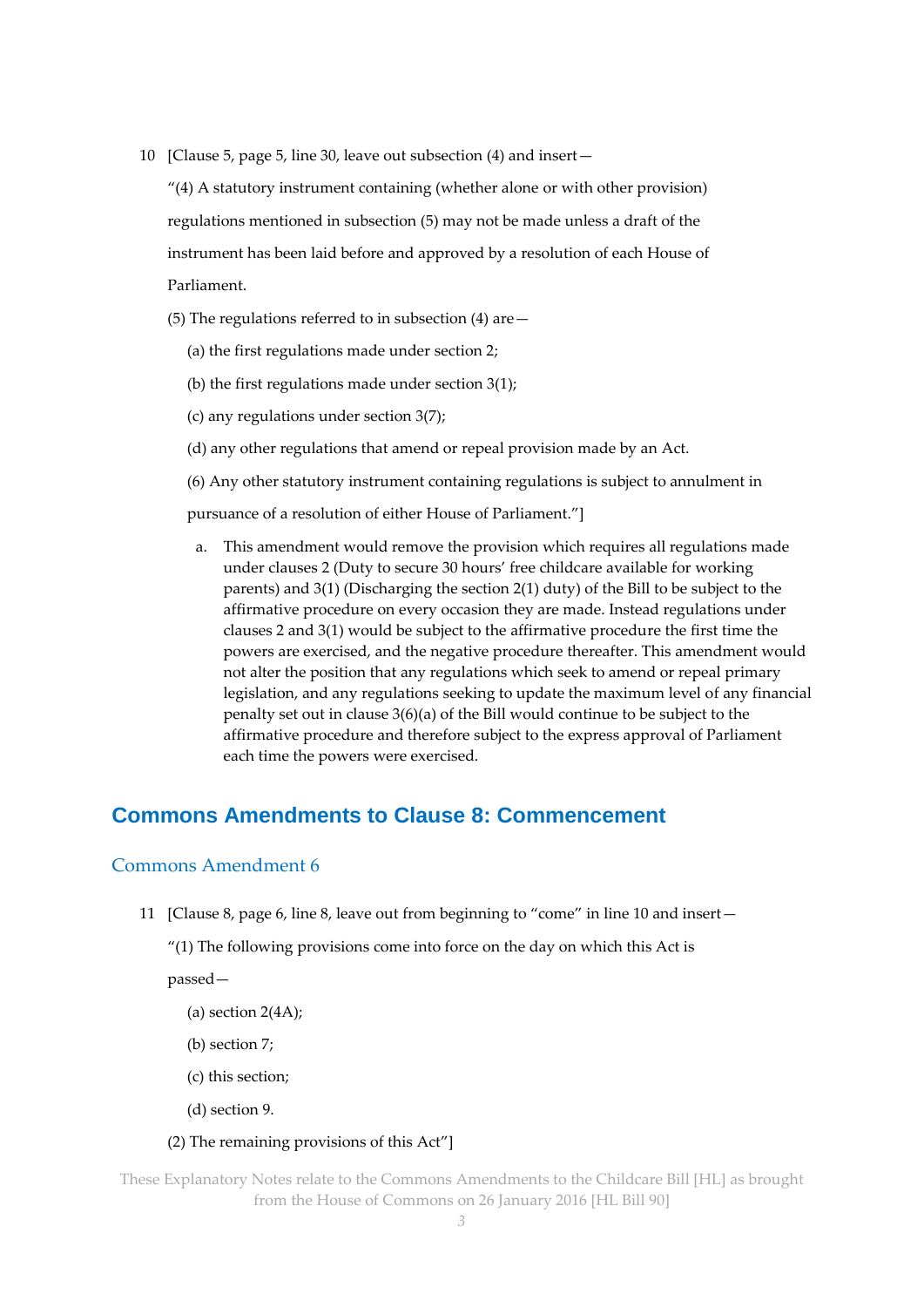10 [Clause 5, page 5, line 30, leave out subsection (4) and insert—

"(4) A statutory instrument containing (whether alone or with other provision) regulations mentioned in subsection (5) may not be made unless a draft of the instrument has been laid before and approved by a resolution of each House of Parliament.

(5) The regulations referred to in subsection (4) are—

(a) the first regulations made under section 2;

(b) the first regulations made under section 3(1);

(c) any regulations under section 3(7);

(d) any other regulations that amend or repeal provision made by an Act.

(6) Any other statutory instrument containing regulations is subject to annulment in pursuance of a resolution of either House of Parliament."]

a. This amendment would remove the provision which requires all regulations made under clauses 2 (Duty to secure 30 hours' free childcare available for working parents) and 3(1) (Discharging the section 2(1) duty) of the Bill to be subject to the affirmative procedure on every occasion they are made. Instead regulations under clauses 2 and 3(1) would be subject to the affirmative procedure the first time the powers are exercised, and the negative procedure thereafter. This amendment would not alter the position that any regulations which seek to amend or repeal primary legislation, and any regulations seeking to update the maximum level of any financial penalty set out in clause 3(6)(a) of the Bill would continue to be subject to the affirmative procedure and therefore subject to the express approval of Parliament each time the powers were exercised.

## Commons Amendments to Clause 8: Commencement

### Commons Amendment 6

11 [Clause 8, page 6, line 8, leave out from beginning to "come" in line 10 and insert—

"(1) The following provisions come into force on the day on which this Act is passed—

(a) section 2(4A);

(b) section 7;

(c) this section;

(d) section 9.

(2) The remaining provisions of this Act"]

These Explanatory Notes relate to the Commons Amendments to the Childcare Bill [HL] as brought from the House of Commons on 26 January 2016 [HL Bill 90]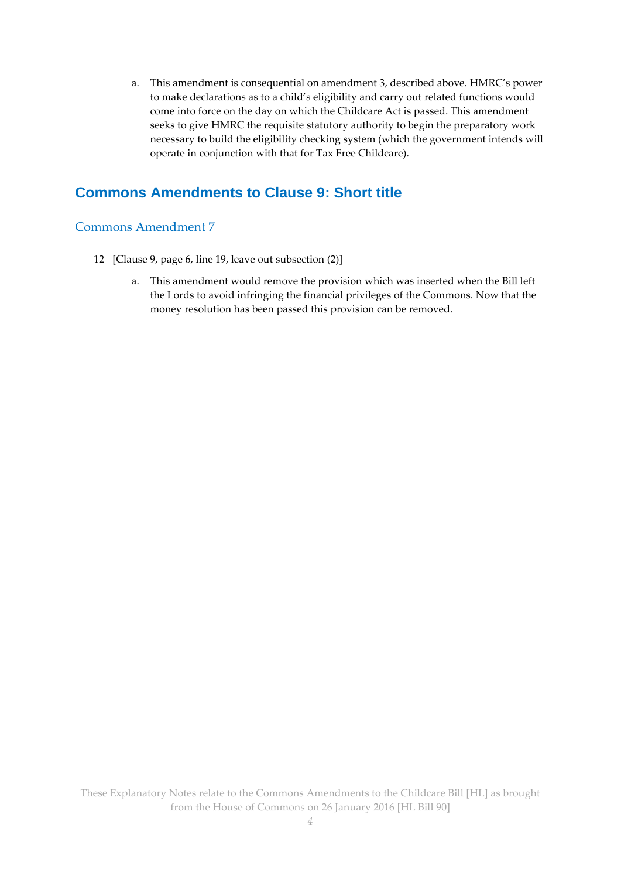a. This amendment is consequential on amendment 3, described above. HMRC's power to make declarations as to a child's eligibility and carry out related functions would come into force on the day on which the Childcare Act is passed. This amendment seeks to give HMRC the requisite statutory authority to begin the preparatory work necessary to build the eligibility checking system (which the government intends will operate in conjunction with that for Tax Free Childcare).

## Commons Amendments to Clause 9: Short title

### Commons Amendment 7

12 [Clause 9, page 6, line 19, leave out subsection (2)]

a. This amendment would remove the provision which was inserted when the Bill left the Lords to avoid infringing the financial privileges of the Commons. Now that the money resolution has been passed this provision can be removed.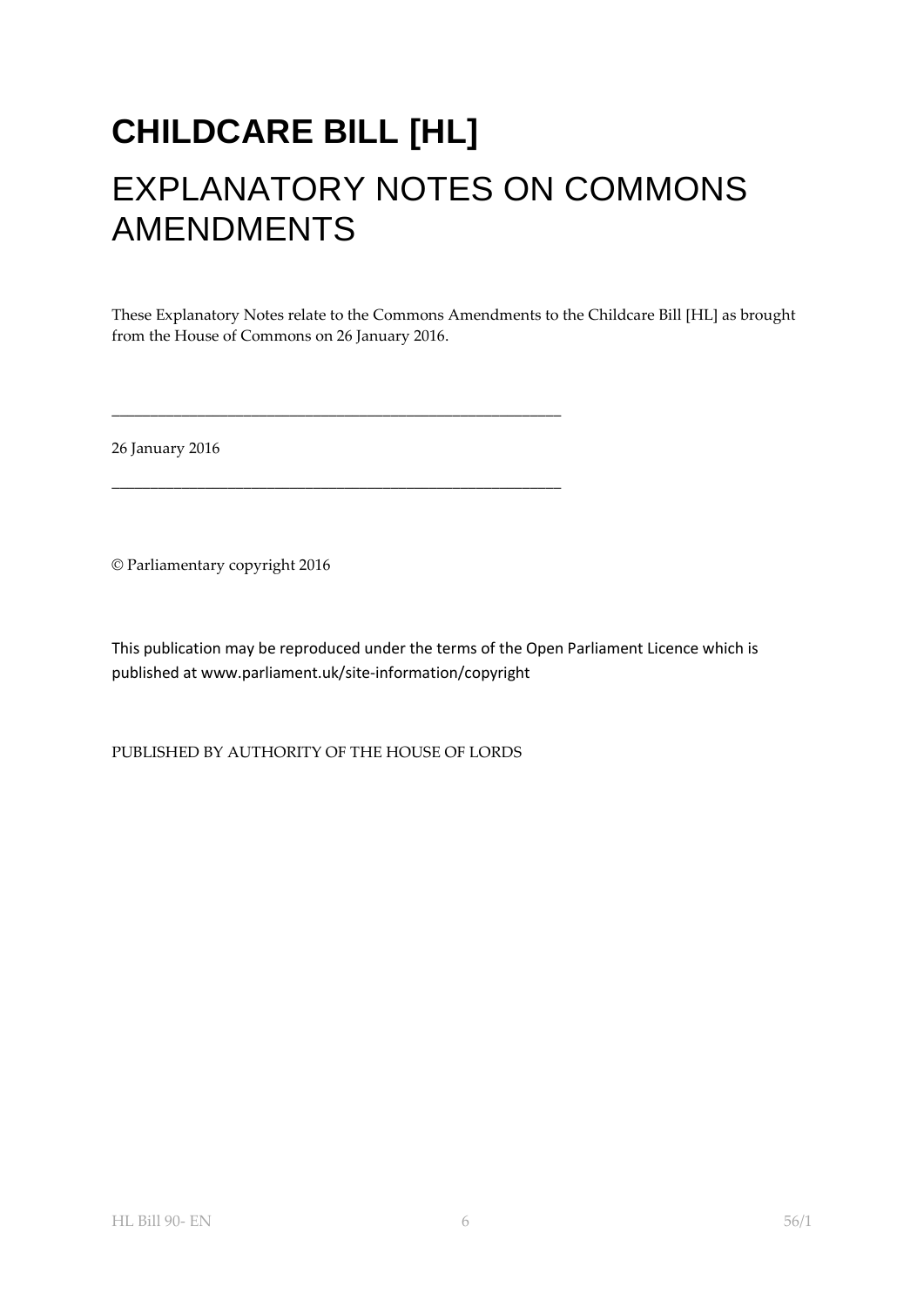# CHILDCARE BILL [HL]

# EXPLANATORY NOTES ON COMMONS AMENDMENTS

These Explanatory Notes relate to the Commons Amendments to the Childcare Bill [HL] as brought from the House of Commons on 26 January 2016.

---

26 January 2016

---

© Parliamentary copyright 2016

This publication may be reproduced under the terms of the Open Parliament Licence which is published at www.parliament.uk/site-information/copyright

PUBLISHED BY AUTHORITY OF THE HOUSE OF LORDS

HL Bill 90- EN 56/1